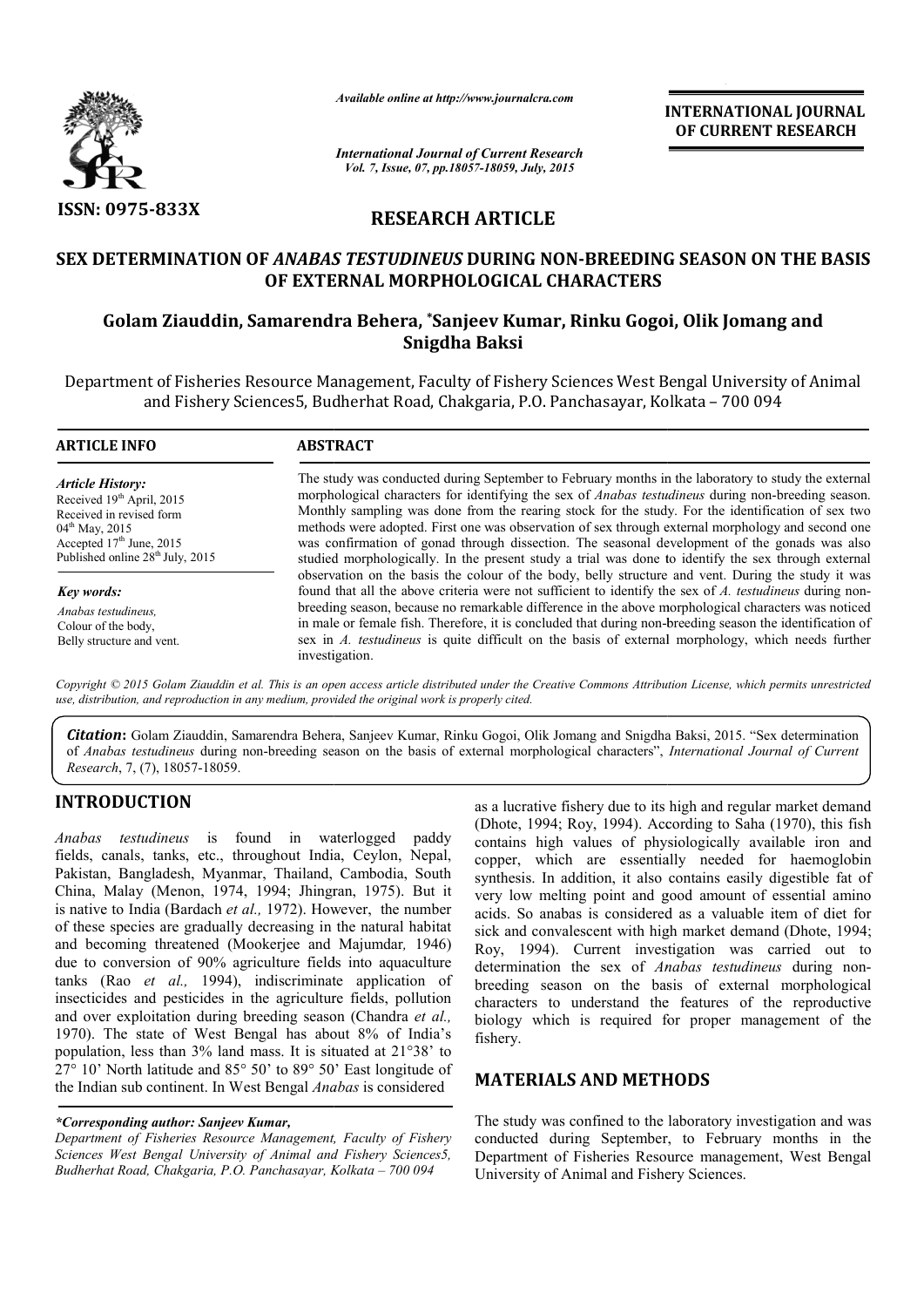ISSN: 0975-833X

*Available online at http://www.journalcra.com*

*International Journal of Current Research*

**INTERNATIONAL JOURNAL OF CURRENT RESEARCH**

## RESEARCH ARTICLE

# SEX DETERMINATION OF *ANABAS TESTUDINEUS* DURING NON-BREEDING SEASON ON THE BASIS OF EXTERNAL MORPHOLOGICAL CHARACTERS

**Golam Ziauddin, Samarendra Behera, \*Sanjeev Kumar, Rinku Gogoi, Olik Jomang and Snigdha Baksi**

Department of Fisheries Resource Management, Faculty of Fishery Sciences West Bengal University of Animal and Fishery Sciences5, Budherhat Road, Chakgaria, P.O. Panchasayar, Kolkata – 700 094

**ARTICLE INFO**

*Article History:*
Received 19th April, 2015
Received in revised form
04th May, 2015
Accepted 17th June, 2015
Published online 28th July, 2015

*Key words:*
*Anabas testudineus,*
Colour of the body,
Belly structure and vent.

**ABSTRACT**

The study was conducted during September to February months in the laboratory to study the external morphological characters for identifying the sex of *Anabas testudineus* during non-breeding season. Monthly sampling was done from the rearing stock for the study. For the identification of sex two methods were adopted. First one was observation of sex through external morphology and second one was confirmation of gonad through dissection. The seasonal development of the gonads was also studied morphologically. In the present study a trial was done to identify the sex through external observation on the basis the colour of the body, belly structure and vent. During the study it was found that all the above criteria were not sufficient to identify the sex of *A. testudineus* during non-breeding season, because no remarkable difference in the above morphological characters was noticed in male or female fish. Therefore, it is concluded that during non-breeding season the identification of sex in *A. testudineus* is quite difficult on the basis of external morphology, which needs further investigation.

*Copyright © 2015 Golam Ziauddin et al. This is an open access article distributed under the Creative Commons Attribution License, which permits unrestricted use, distribution, and reproduction in any medium, provided the original work is properly cited.*

***Citation*: Golam Ziauddin, Samarendra Behera, Sanjeev Kumar, Rinku Gogoi, Olik Jomang and Snigdha Baksi, 2015. "Sex determination of *Anabas testudineus* during non-breeding season on the basis of external morphological characters", *International Journal of Current Research*, 7, (7), 18057-18059.**

## INTRODUCTION

*Anabas testudineus* is found in waterlogged paddy fields, canals, tanks, etc., throughout India, Ceylon, Nepal, Pakistan, Bangladesh, Myanmar, Thailand, Cambodia, South China, Malay (Menon, 1974, 1994; Jhingran, 1975). But it is native to India (Bardach *et al.,* 1972). However, the number of these species are gradually decreasing in the natural habitat and becoming threatened (Mookerjee and Majumdar*,* 1946) due to conversion of 90% agriculture fields into aquaculture tanks (Rao *et al.,* 1994), indiscriminate application of insecticides and pesticides in the agriculture fields, pollution and over exploitation during breeding season (Chandra *et al.,* 1970). The state of West Bengal has about 8% of India's population, less than 3% land mass. It is situated at 21°38' to 27° 10' North latitude and 85° 50' to 89° 50' East longitude of the Indian sub continent. In West Bengal *Anabas* is considered as a lucrative fishery due to its high and regular market demand (Dhote, 1994; Roy, 1994). According to Saha (1970), this fish contains high values of physiologically available iron and copper, which are essentially needed for haemoglobin synthesis. In addition, it also contains easily digestible fat of very low melting point and good amount of essential amino acids. So anabas is considered as a valuable item of diet for sick and convalescent with high market demand (Dhote, 1994; Roy, 1994). Current investigation was carried out to determination the sex of *Anabas testudineus* during non-breeding season on the basis of external morphological characters to understand the features of the reproductive biology which is required for proper management of the fishery.

*\*Corresponding author: Sanjeev Kumar,*
*Department of Fisheries Resource Management, Faculty of Fishery Sciences West Bengal University of Animal and Fishery Sciences5, Budherhat Road, Chakgaria, P.O. Panchasayar, Kolkata – 700 094*

## MATERIALS AND METHODS

The study was confined to the laboratory investigation and was conducted during September, to February months in the Department of Fisheries Resource management, West Bengal University of Animal and Fishery Sciences.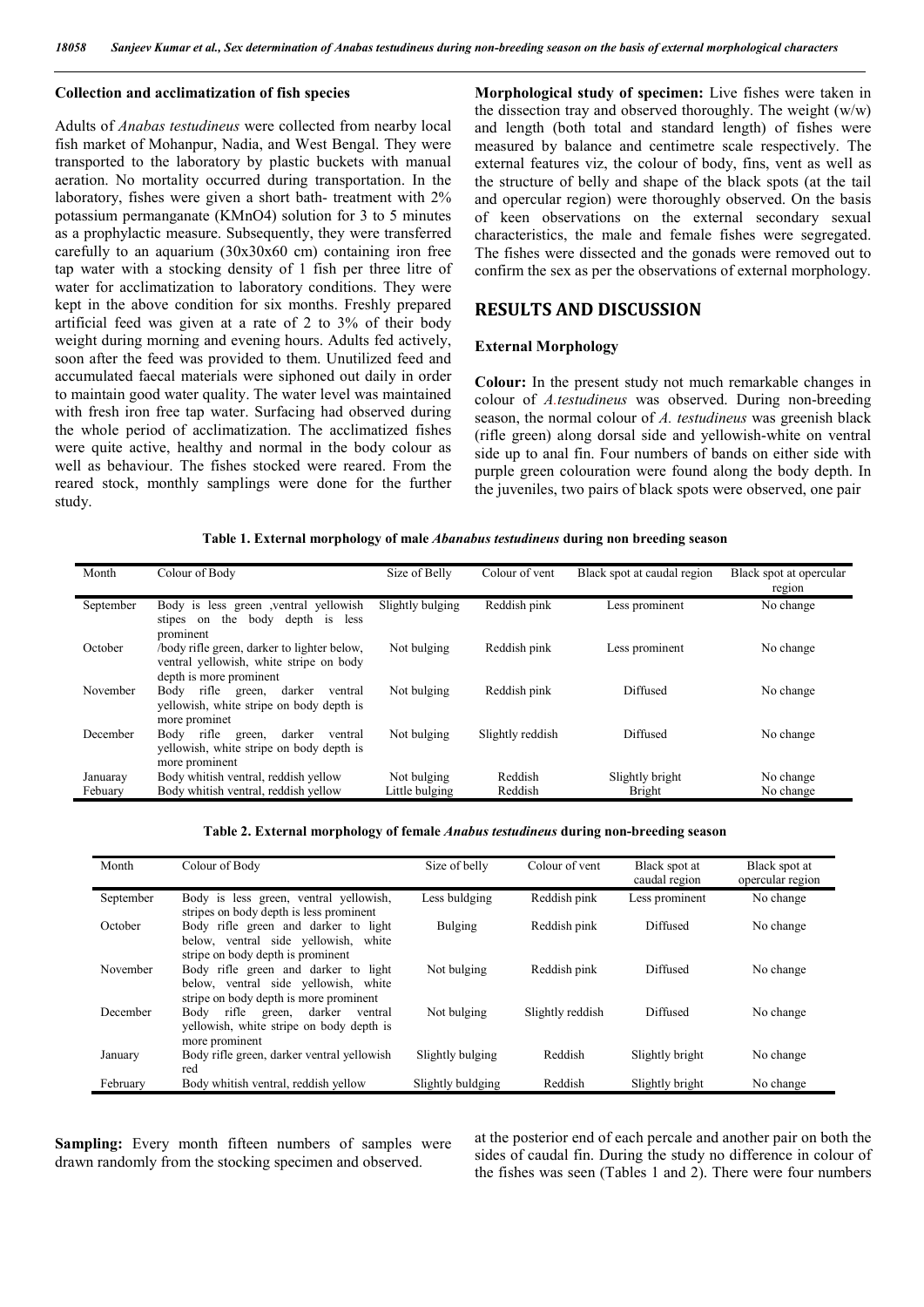### Collection and acclimatization of fish species

Adults of *Anabas testudineus* were collected from nearby local fish market of Mohanpur, Nadia, and West Bengal. They were transported to the laboratory by plastic buckets with manual aeration. No mortality occurred during transportation. In the laboratory, fishes were given a short bath- treatment with 2% potassium permanganate (KMnO4) solution for 3 to 5 minutes as a prophylactic measure. Subsequently, they were transferred carefully to an aquarium (30x30x60 cm) containing iron free tap water with a stocking density of 1 fish per three litre of water for acclimatization to laboratory conditions. They were kept in the above condition for six months. Freshly prepared artificial feed was given at a rate of 2 to 3% of their body weight during morning and evening hours. Adults fed actively, soon after the feed was provided to them. Unutilized feed and accumulated faecal materials were siphoned out daily in order to maintain good water quality. The water level was maintained with fresh iron free tap water. Surfacing had observed during the whole period of acclimatization. The acclimatized fishes were quite active, healthy and normal in the body colour as well as behaviour. The fishes stocked were reared. From the reared stock, monthly samplings were done for the further study.

**Sampling:** Every month fifteen numbers of samples were drawn randomly from the stocking specimen and observed.

**Morphological study of specimen:** Live fishes were taken in the dissection tray and observed thoroughly. The weight (w/w) and length (both total and standard length) of fishes were measured by balance and centimetre scale respectively. The external features viz, the colour of body, fins, vent as well as the structure of belly and shape of the black spots (at the tail and opercular region) were thoroughly observed. On the basis of keen observations on the external secondary sexual characteristics, the male and female fishes were segregated. The fishes were dissected and the gonads were removed out to confirm the sex as per the observations of external morphology.

## RESULTS AND DISCUSSION

### External Morphology

**Colour:** In the present study not much remarkable changes in colour of *A.testudineus* was observed. During non-breeding season, the normal colour of *A. testudineus* was greenish black (rifle green) along dorsal side and yellowish-white on ventral side up to anal fin. Four numbers of bands on either side with purple green colouration were found along the body depth. In the juveniles, two pairs of black spots were observed, one pair at the posterior end of each percale and another pair on both the sides of caudal fin. During the study no difference in colour of the fishes was seen (Tables 1 and 2). There were four numbers

**Table 1. External morphology of male *Abanabus testudineus* during non breeding season**

| Month | Colour of Body | Size of Belly | Colour of vent | Black spot at caudal region | Black spot at opercular region |
|---|---|---|---|---|---|
| September | Body is less green ,ventral yellowish stipes on the body depth is less prominent | Slightly bulging | Reddish pink | Less prominent | No change |
| October | /body rifle green, darker to lighter below, ventral yellowish, white stripe on body depth is more prominent | Not bulging | Reddish pink | Less prominent | No change |
| November | Body rifle green, darker ventral yellowish, white stripe on body depth is more prominet | Not bulging | Reddish pink | Diffused | No change |
| December | Body rifle green, darker ventral yellowish, white stripe on body depth is more prominent | Not bulging | Slightly reddish | Diffused | No change |
| Januaray | Body whitish ventral, reddish yellow | Not bulging | Reddish | Slightly bright | No change |
| Febuary | Body whitish ventral, reddish yellow | Little bulging | Reddish | Bright | No change |

**Table 2. External morphology of female *Anabus testudineus* during non-breeding season**

| Month | Colour of Body | Size of belly | Colour of vent | Black spot at caudal region | Black spot at opercular region |
|---|---|---|---|---|---|
| September | Body is less green, ventral yellowish, stripes on body depth is less prominent | Less buldging | Reddish pink | Less prominent | No change |
| October | Body rifle green and darker to light below, ventral side yellowish, white stripe on body depth is prominent | Bulging | Reddish pink | Diffused | No change |
| November | Body rifle green and darker to light below, ventral side yellowish, white stripe on body depth is more prominent | Not bulging | Reddish pink | Diffused | No change |
| December | Body rifle green, darker ventral yellowish, white stripe on body depth is more prominent | Not bulging | Slightly reddish | Diffused | No change |
| January | Body rifle green, darker ventral yellowish red | Slightly bulging | Reddish | Slightly bright | No change |
| February | Body whitish ventral, reddish yellow | Slightly buldging | Reddish | Slightly bright | No change |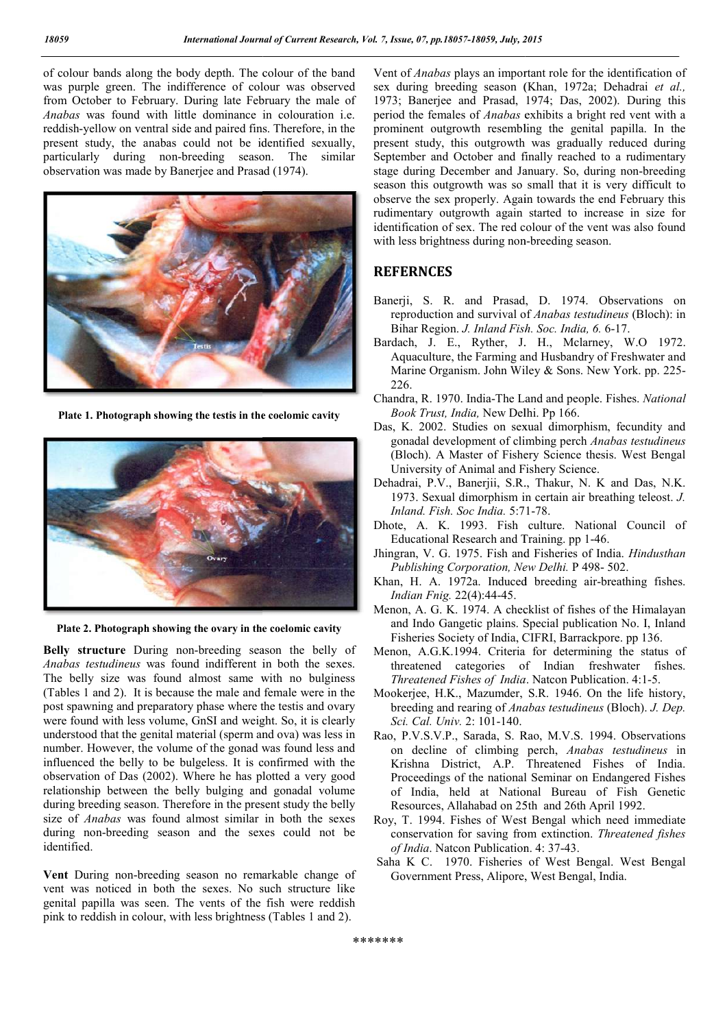of colour bands along the body depth. The colour of the band was purple green. The indifference of colour was observed from October to February. During late February the male of *Anabas* was found with little dominance in colouration i.e. reddish-yellow on ventral side and paired fins. Therefore, in the present study, the anabas could not be identified sexually, particularly during non-breeding season. The similar observation was made by Banerjee and Prasad (1974).

Testis

**Plate 1. Photograph showing the testis in the coelomic cavity**

Ovary

**Plate 2. Photograph showing the ovary in the coelomic cavity**

**Belly structure** During non-breeding season the belly of *Anabas testudineus* was found indifferent in both the sexes. The belly size was found almost same with no bulginess (Tables 1 and 2). It is because the male and female were in the post spawning and preparatory phase where the testis and ovary were found with less volume, GnSI and weight. So, it is clearly understood that the genital material (sperm and ova) was less in number. However, the volume of the gonad was found less and influenced the belly to be bulgeless. It is confirmed with the observation of Das (2002). Where he has plotted a very good relationship between the belly bulging and gonadal volume during breeding season. Therefore in the present study the belly size of *Anabas* was found almost similar in both the sexes during non-breeding season and the sexes could not be identified.

**Vent** During non-breeding season no remarkable change of vent was noticed in both the sexes. No such structure like genital papilla was seen. The vents of the fish were reddish pink to reddish in colour, with less brightness (Tables 1 and 2).

Vent of *Anabas* plays an important role for the identification of sex during breeding season (Khan, 1972a; Dehadrai *et al.,* 1973; Banerjee and Prasad, 1974; Das, 2002). During this period the females of *Anabas* exhibits a bright red vent with a prominent outgrowth resembling the genital papilla. In the present study, this outgrowth was gradually reduced during September and October and finally reached to a rudimentary stage during December and January. So, during non-breeding season this outgrowth was so small that it is very difficult to observe the sex properly. Again towards the end February this rudimentary outgrowth again started to increase in size for identification of sex. The red colour of the vent was also found with less brightness during non-breeding season.

## REFERNCES

Banerji, S. R. and Prasad, D. 1974. Observations on reproduction and survival of *Anabas testudineus* (Bloch): in Bihar Region. *J. Inland Fish. Soc. India, 6.* 6-17.

Bardach, J. E., Ryther, J. H., Mclarney, W.O 1972. Aquaculture, the Farming and Husbandry of Freshwater and Marine Organism. John Wiley & Sons. New York. pp. 225-226.

Chandra, R. 1970. India-The Land and people. Fishes. *National Book Trust, India,* New Delhi. Pp 166.

Das, K. 2002. Studies on sexual dimorphism, fecundity and gonadal development of climbing perch *Anabas testudineus* (Bloch). A Master of Fishery Science thesis. West Bengal University of Animal and Fishery Science.

Dehadrai, P.V., Banerjii, S.R., Thakur, N. K and Das, N.K. 1973. Sexual dimorphism in certain air breathing teleost. *J. Inland. Fish. Soc India.* 5:71-78.

Dhote, A. K. 1993. Fish culture. National Council of Educational Research and Training. pp 1-46.

Jhingran, V. G. 1975. Fish and Fisheries of India. *Hindusthan Publishing Corporation, New Delhi.* P 498- 502.

Khan, H. A. 1972a. Induced breeding air-breathing fishes. *Indian Fnig.* 22(4):44-45.

Menon, A. G. K. 1974. A checklist of fishes of the Himalayan and Indo Gangetic plains. Special publication No. I, Inland Fisheries Society of India, CIFRI, Barrackpore. pp 136.

Menon, A.G.K.1994. Criteria for determining the status of threatened categories of Indian freshwater fishes. *Threatened Fishes of India*. Natcon Publication. 4:1-5.

Mookerjee, H.K., Mazumder, S.R. 1946. On the life history, breeding and rearing of *Anabas testudineus* (Bloch). *J. Dep. Sci. Cal. Univ.* 2: 101-140.

Rao, P.V.S.V.P., Sarada, S. Rao, M.V.S. 1994. Observations on decline of climbing perch, *Anabas testudineus* in Krishna District, A.P. Threatened Fishes of India. Proceedings of the national Seminar on Endangered Fishes of India, held at National Bureau of Fish Genetic Resources, Allahabad on 25th and 26th April 1992.

Roy, T. 1994. Fishes of West Bengal which need immediate conservation for saving from extinction. *Threatened fishes of India*. Natcon Publication. 4: 37-43.

Saha K C. 1970. Fisheries of West Bengal. West Bengal Government Press, Alipore, West Bengal, India.

\*\*\*\*\*\*\*